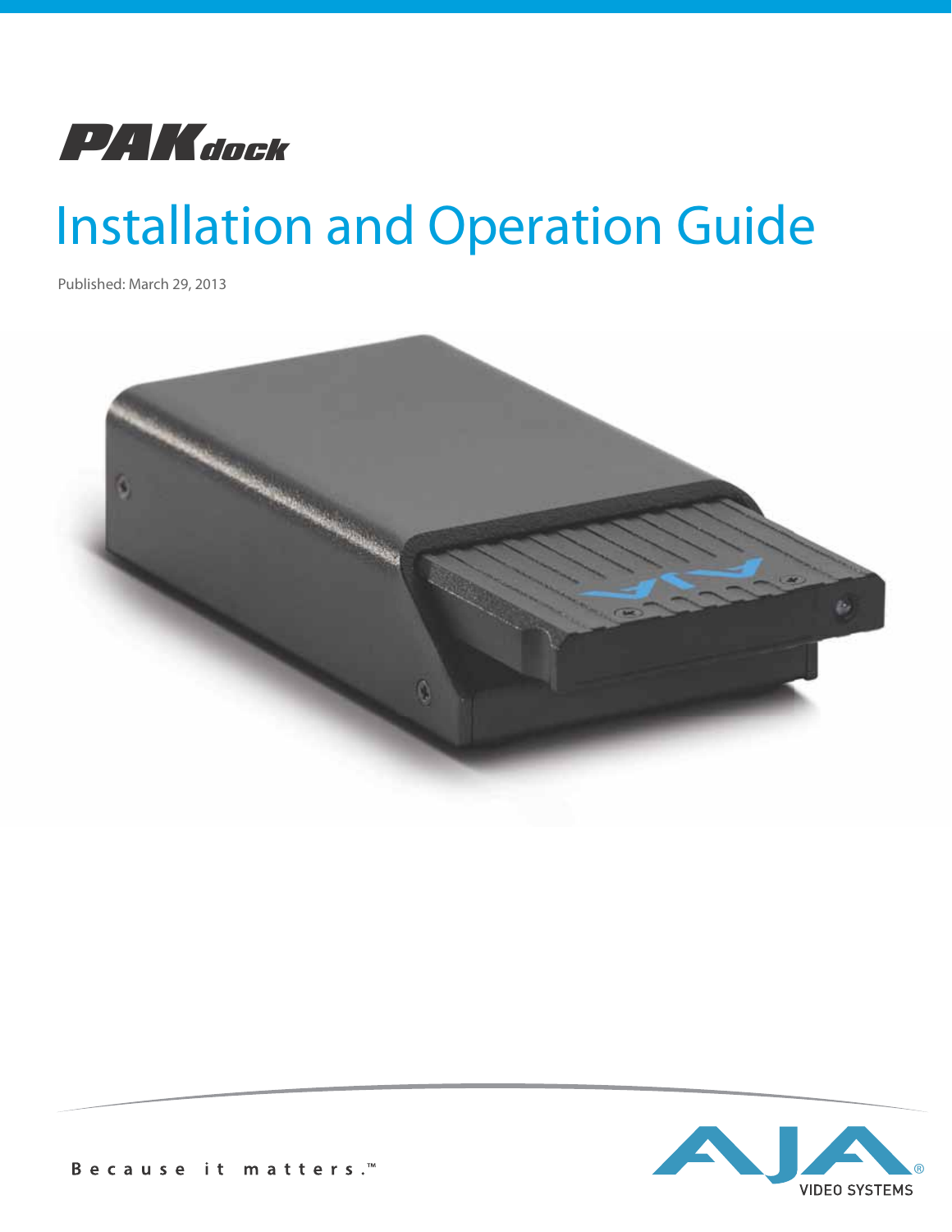# PAKdock

# Installation and Operation Guide

Published: March 29, 2013

Because it matters.™

AJA VIDEO SYSTEMS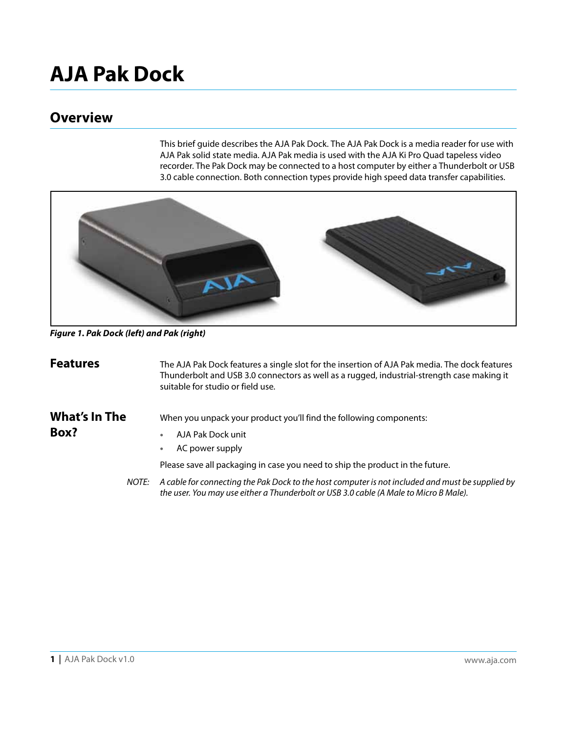# AJA Pak Dock

## Overview

This brief guide describes the AJA Pak Dock. The AJA Pak Dock is a media reader for use with AJA Pak solid state media. AJA Pak media is used with the AJA Ki Pro Quad tapeless video recorder. The Pak Dock may be connected to a host computer by either a Thunderbolt or USB 3.0 cable connection. Both connection types provide high speed data transfer capabilities.

***Figure 1. Pak Dock (left) and Pak (right)***

## Features

The AJA Pak Dock features a single slot for the insertion of AJA Pak media. The dock features Thunderbolt and USB 3.0 connectors as well as a rugged, industrial-strength case making it suitable for studio or field use.

## What's In The Box?

When you unpack your product you'll find the following components:

- AJA Pak Dock unit
- AC power supply

Please save all packaging in case you need to ship the product in the future.

*NOTE: A cable for connecting the Pak Dock to the host computer is not included and must be supplied by the user. You may use either a Thunderbolt or USB 3.0 cable (A Male to Micro B Male).*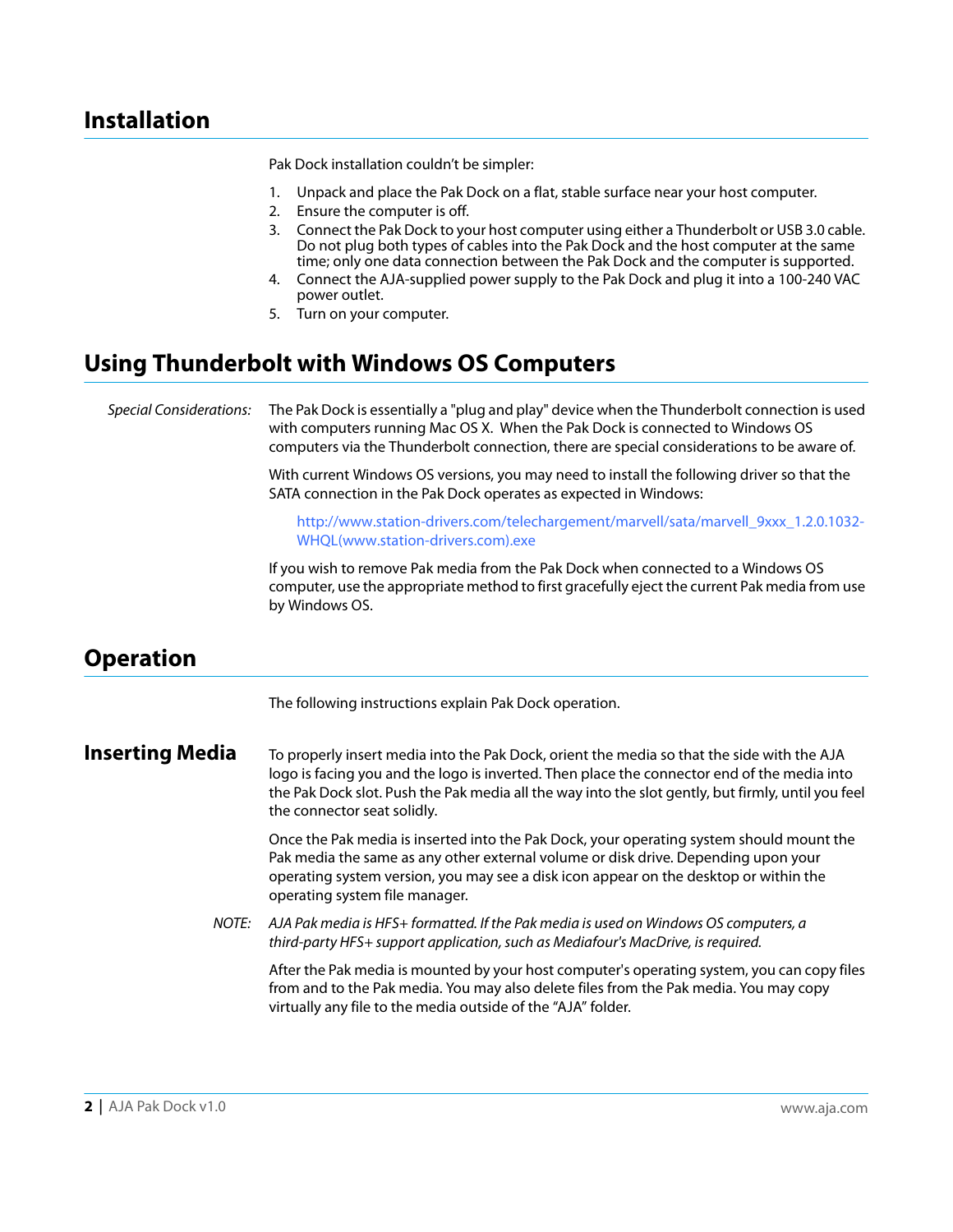# Installation

Pak Dock installation couldn't be simpler:

1. Unpack and place the Pak Dock on a flat, stable surface near your host computer.
2. Ensure the computer is off.
3. Connect the Pak Dock to your host computer using either a Thunderbolt or USB 3.0 cable. Do not plug both types of cables into the Pak Dock and the host computer at the same time; only one data connection between the Pak Dock and the computer is supported.
4. Connect the AJA-supplied power supply to the Pak Dock and plug it into a 100-240 VAC power outlet.
5. Turn on your computer.

# Using Thunderbolt with Windows OS Computers

*Special Considerations:* The Pak Dock is essentially a "plug and play" device when the Thunderbolt connection is used with computers running Mac OS X. When the Pak Dock is connected to Windows OS computers via the Thunderbolt connection, there are special considerations to be aware of.

With current Windows OS versions, you may need to install the following driver so that the SATA connection in the Pak Dock operates as expected in Windows:

> http://www.station-drivers.com/telechargement/marvell/sata/marvell_9xxx_1.2.0.1032-WHQL(www.station-drivers.com).exe

If you wish to remove Pak media from the Pak Dock when connected to a Windows OS computer, use the appropriate method to first gracefully eject the current Pak media from use by Windows OS.

# Operation

The following instructions explain Pak Dock operation.

## Inserting Media

To properly insert media into the Pak Dock, orient the media so that the side with the AJA logo is facing you and the logo is inverted. Then place the connector end of the media into the Pak Dock slot. Push the Pak media all the way into the slot gently, but firmly, until you feel the connector seat solidly.

Once the Pak media is inserted into the Pak Dock, your operating system should mount the Pak media the same as any other external volume or disk drive. Depending upon your operating system version, you may see a disk icon appear on the desktop or within the operating system file manager.

*NOTE: AJA Pak media is HFS+ formatted. If the Pak media is used on Windows OS computers, a third-party HFS+ support application, such as Mediafour's MacDrive, is required.*

After the Pak media is mounted by your host computer's operating system, you can copy files from and to the Pak media. You may also delete files from the Pak media. You may copy virtually any file to the media outside of the "AJA" folder.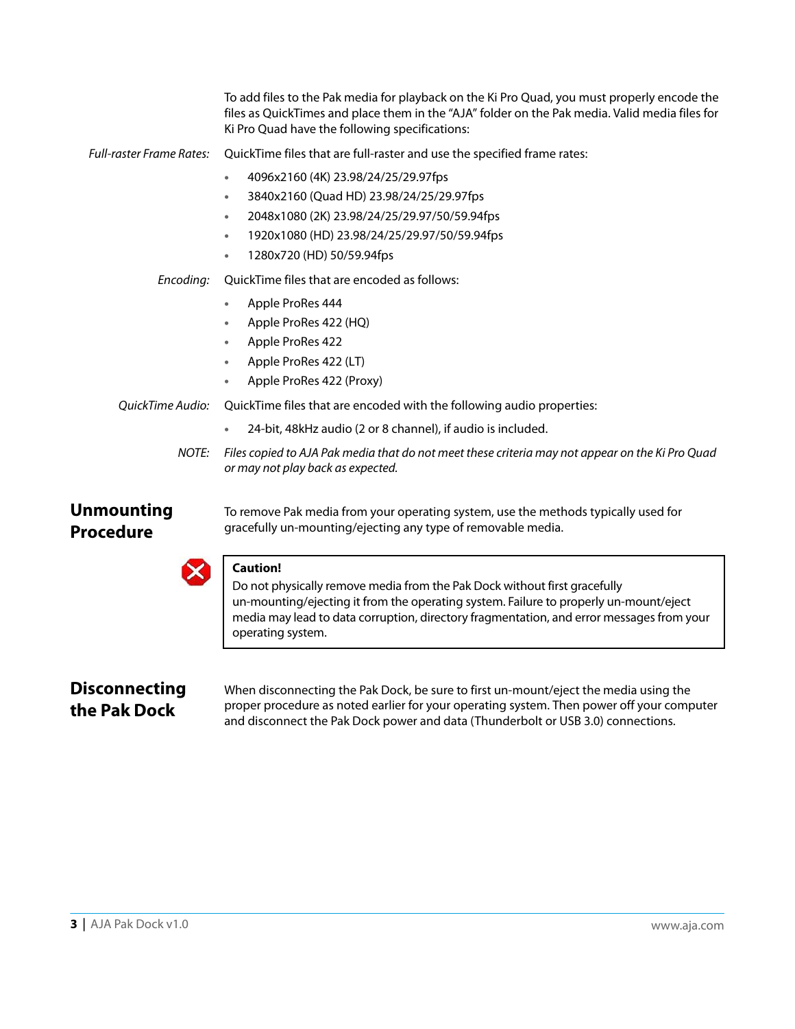To add files to the Pak media for playback on the Ki Pro Quad, you must properly encode the files as QuickTimes and place them in the "AJA" folder on the Pak media. Valid media files for Ki Pro Quad have the following specifications:

*Full-raster Frame Rates:* QuickTime files that are full-raster and use the specified frame rates:

- 4096x2160 (4K) 23.98/24/25/29.97fps
- 3840x2160 (Quad HD) 23.98/24/25/29.97fps
- 2048x1080 (2K) 23.98/24/25/29.97/50/59.94fps
- 1920x1080 (HD) 23.98/24/25/29.97/50/59.94fps
- 1280x720 (HD) 50/59.94fps

*Encoding:* QuickTime files that are encoded as follows:

- Apple ProRes 444
- Apple ProRes 422 (HQ)
- Apple ProRes 422
- Apple ProRes 422 (LT)
- Apple ProRes 422 (Proxy)

*QuickTime Audio:* QuickTime files that are encoded with the following audio properties:

- 24-bit, 48kHz audio (2 or 8 channel), if audio is included.

*NOTE: Files copied to AJA Pak media that do not meet these criteria may not appear on the Ki Pro Quad or may not play back as expected.*

## Unmounting Procedure

To remove Pak media from your operating system, use the methods typically used for gracefully un-mounting/ejecting any type of removable media.

> **Caution!**
> Do not physically remove media from the Pak Dock without first gracefully un-mounting/ejecting it from the operating system. Failure to properly un-mount/eject media may lead to data corruption, directory fragmentation, and error messages from your operating system.

## Disconnecting the Pak Dock

When disconnecting the Pak Dock, be sure to first un-mount/eject the media using the proper procedure as noted earlier for your operating system. Then power off your computer and disconnect the Pak Dock power and data (Thunderbolt or USB 3.0) connections.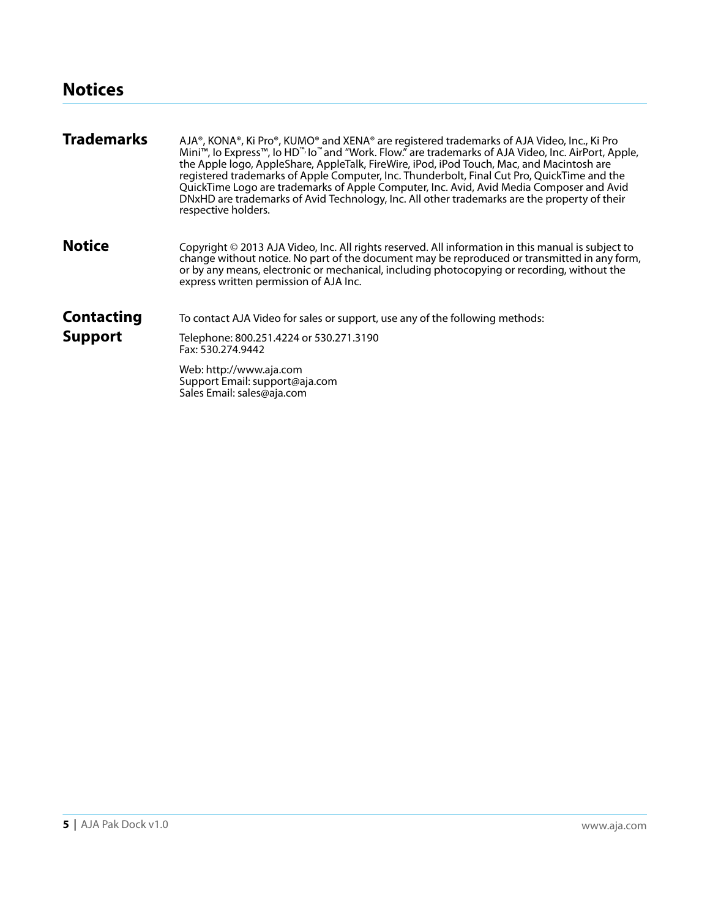# Notices

## Trademarks

AJA®, KONA®, Ki Pro®, KUMO® and XENA® are registered trademarks of AJA Video, Inc., Ki Pro Mini™, Io Express™, Io HD™, Io™ and "Work. Flow." are trademarks of AJA Video, Inc. AirPort, Apple, the Apple logo, AppleShare, AppleTalk, FireWire, iPod, iPod Touch, Mac, and Macintosh are registered trademarks of Apple Computer, Inc. Thunderbolt, Final Cut Pro, QuickTime and the QuickTime Logo are trademarks of Apple Computer, Inc. Avid, Avid Media Composer and Avid DNxHD are trademarks of Avid Technology, Inc. All other trademarks are the property of their respective holders.

## Notice

Copyright © 2013 AJA Video, Inc. All rights reserved. All information in this manual is subject to change without notice. No part of the document may be reproduced or transmitted in any form, or by any means, electronic or mechanical, including photocopying or recording, without the express written permission of AJA Inc.

## Contacting Support

To contact AJA Video for sales or support, use any of the following methods:

Telephone: 800.251.4224 or 530.271.3190
Fax: 530.274.9442

Web: http://www.aja.com
Support Email: support@aja.com
Sales Email: sales@aja.com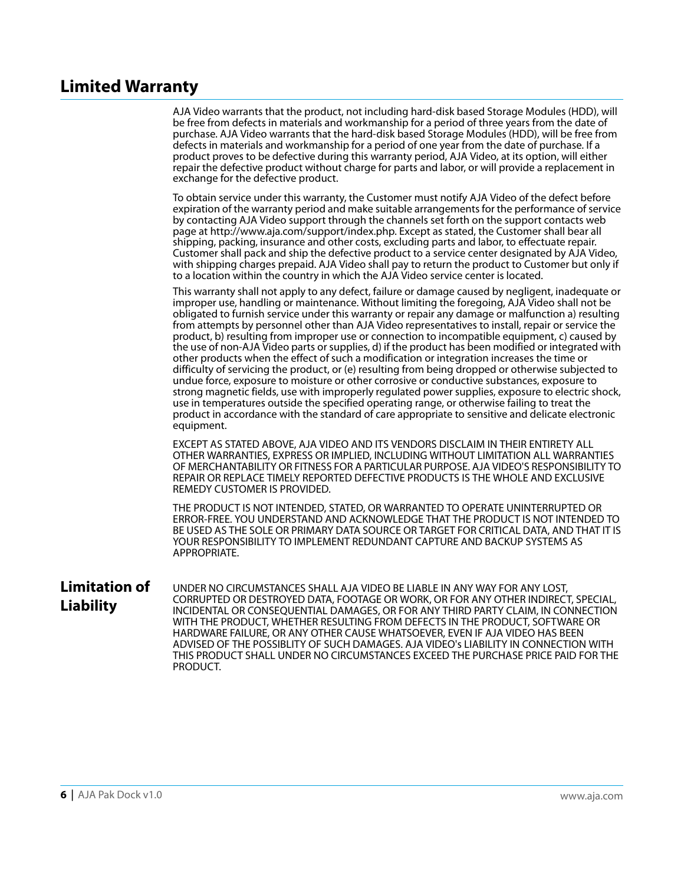# Limited Warranty

AJA Video warrants that the product, not including hard-disk based Storage Modules (HDD), will be free from defects in materials and workmanship for a period of three years from the date of purchase. AJA Video warrants that the hard-disk based Storage Modules (HDD), will be free from defects in materials and workmanship for a period of one year from the date of purchase. If a product proves to be defective during this warranty period, AJA Video, at its option, will either repair the defective product without charge for parts and labor, or will provide a replacement in exchange for the defective product.

To obtain service under this warranty, the Customer must notify AJA Video of the defect before expiration of the warranty period and make suitable arrangements for the performance of service by contacting AJA Video support through the channels set forth on the support contacts web page at http://www.aja.com/support/index.php. Except as stated, the Customer shall bear all shipping, packing, insurance and other costs, excluding parts and labor, to effectuate repair. Customer shall pack and ship the defective product to a service center designated by AJA Video, with shipping charges prepaid. AJA Video shall pay to return the product to Customer but only if to a location within the country in which the AJA Video service center is located.

This warranty shall not apply to any defect, failure or damage caused by negligent, inadequate or improper use, handling or maintenance. Without limiting the foregoing, AJA Video shall not be obligated to furnish service under this warranty or repair any damage or malfunction a) resulting from attempts by personnel other than AJA Video representatives to install, repair or service the product, b) resulting from improper use or connection to incompatible equipment, c) caused by the use of non-AJA Video parts or supplies, d) if the product has been modified or integrated with other products when the effect of such a modification or integration increases the time or difficulty of servicing the product, or (e) resulting from being dropped or otherwise subjected to undue force, exposure to moisture or other corrosive or conductive substances, exposure to strong magnetic fields, use with improperly regulated power supplies, exposure to electric shock, use in temperatures outside the specified operating range, or otherwise failing to treat the product in accordance with the standard of care appropriate to sensitive and delicate electronic equipment.

EXCEPT AS STATED ABOVE, AJA VIDEO AND ITS VENDORS DISCLAIM IN THEIR ENTIRETY ALL OTHER WARRANTIES, EXPRESS OR IMPLIED, INCLUDING WITHOUT LIMITATION ALL WARRANTIES OF MERCHANTABILITY OR FITNESS FOR A PARTICULAR PURPOSE. AJA VIDEO'S RESPONSIBILITY TO REPAIR OR REPLACE TIMELY REPORTED DEFECTIVE PRODUCTS IS THE WHOLE AND EXCLUSIVE REMEDY CUSTOMER IS PROVIDED.

THE PRODUCT IS NOT INTENDED, STATED, OR WARRANTED TO OPERATE UNINTERRUPTED OR ERROR-FREE. YOU UNDERSTAND AND ACKNOWLEDGE THAT THE PRODUCT IS NOT INTENDED TO BE USED AS THE SOLE OR PRIMARY DATA SOURCE OR TARGET FOR CRITICAL DATA, AND THAT IT IS YOUR RESPONSIBILITY TO IMPLEMENT REDUNDANT CAPTURE AND BACKUP SYSTEMS AS APPROPRIATE.

## Limitation of Liability

UNDER NO CIRCUMSTANCES SHALL AJA VIDEO BE LIABLE IN ANY WAY FOR ANY LOST, CORRUPTED OR DESTROYED DATA, FOOTAGE OR WORK, OR FOR ANY OTHER INDIRECT, SPECIAL, INCIDENTAL OR CONSEQUENTIAL DAMAGES, OR FOR ANY THIRD PARTY CLAIM, IN CONNECTION WITH THE PRODUCT, WHETHER RESULTING FROM DEFECTS IN THE PRODUCT, SOFTWARE OR HARDWARE FAILURE, OR ANY OTHER CAUSE WHATSOEVER, EVEN IF AJA VIDEO HAS BEEN ADVISED OF THE POSSIBLITY OF SUCH DAMAGES. AJA VIDEO's LIABILITY IN CONNECTION WITH THIS PRODUCT SHALL UNDER NO CIRCUMSTANCES EXCEED THE PURCHASE PRICE PAID FOR THE PRODUCT.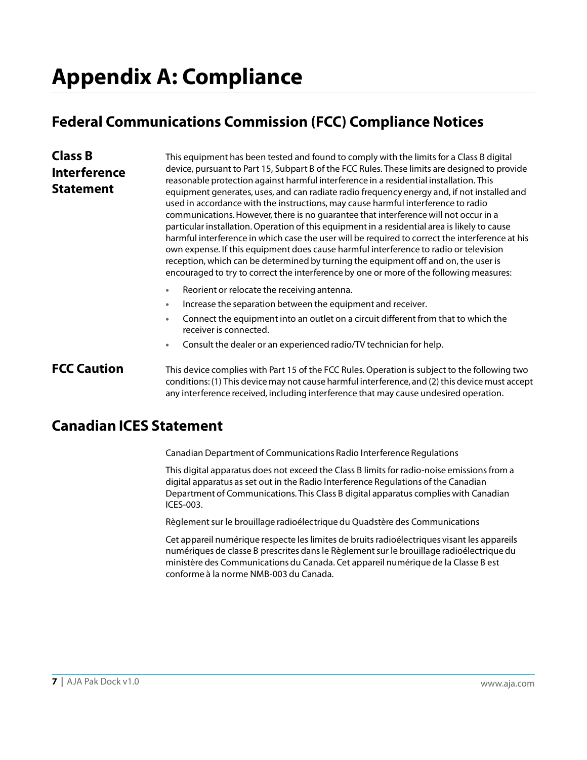# Appendix A: Compliance

## Federal Communications Commission (FCC) Compliance Notices

### Class B Interference Statement

This equipment has been tested and found to comply with the limits for a Class B digital device, pursuant to Part 15, Subpart B of the FCC Rules. These limits are designed to provide reasonable protection against harmful interference in a residential installation. This equipment generates, uses, and can radiate radio frequency energy and, if not installed and used in accordance with the instructions, may cause harmful interference to radio communications. However, there is no guarantee that interference will not occur in a particular installation. Operation of this equipment in a residential area is likely to cause harmful interference in which case the user will be required to correct the interference at his own expense. If this equipment does cause harmful interference to radio or television reception, which can be determined by turning the equipment off and on, the user is encouraged to try to correct the interference by one or more of the following measures:

- Reorient or relocate the receiving antenna.
- Increase the separation between the equipment and receiver.
- Connect the equipment into an outlet on a circuit different from that to which the receiver is connected.
- Consult the dealer or an experienced radio/TV technician for help.

### FCC Caution

This device complies with Part 15 of the FCC Rules. Operation is subject to the following two conditions: (1) This device may not cause harmful interference, and (2) this device must accept any interference received, including interference that may cause undesired operation.

## Canadian ICES Statement

Canadian Department of Communications Radio Interference Regulations

This digital apparatus does not exceed the Class B limits for radio-noise emissions from a digital apparatus as set out in the Radio Interference Regulations of the Canadian Department of Communications. This Class B digital apparatus complies with Canadian ICES-003.

Règlement sur le brouillage radioélectrique du Quadstère des Communications

Cet appareil numérique respecte les limites de bruits radioélectriques visant les appareils numériques de classe B prescrites dans le Règlement sur le brouillage radioélectrique du ministère des Communications du Canada. Cet appareil numérique de la Classe B est conforme à la norme NMB-003 du Canada.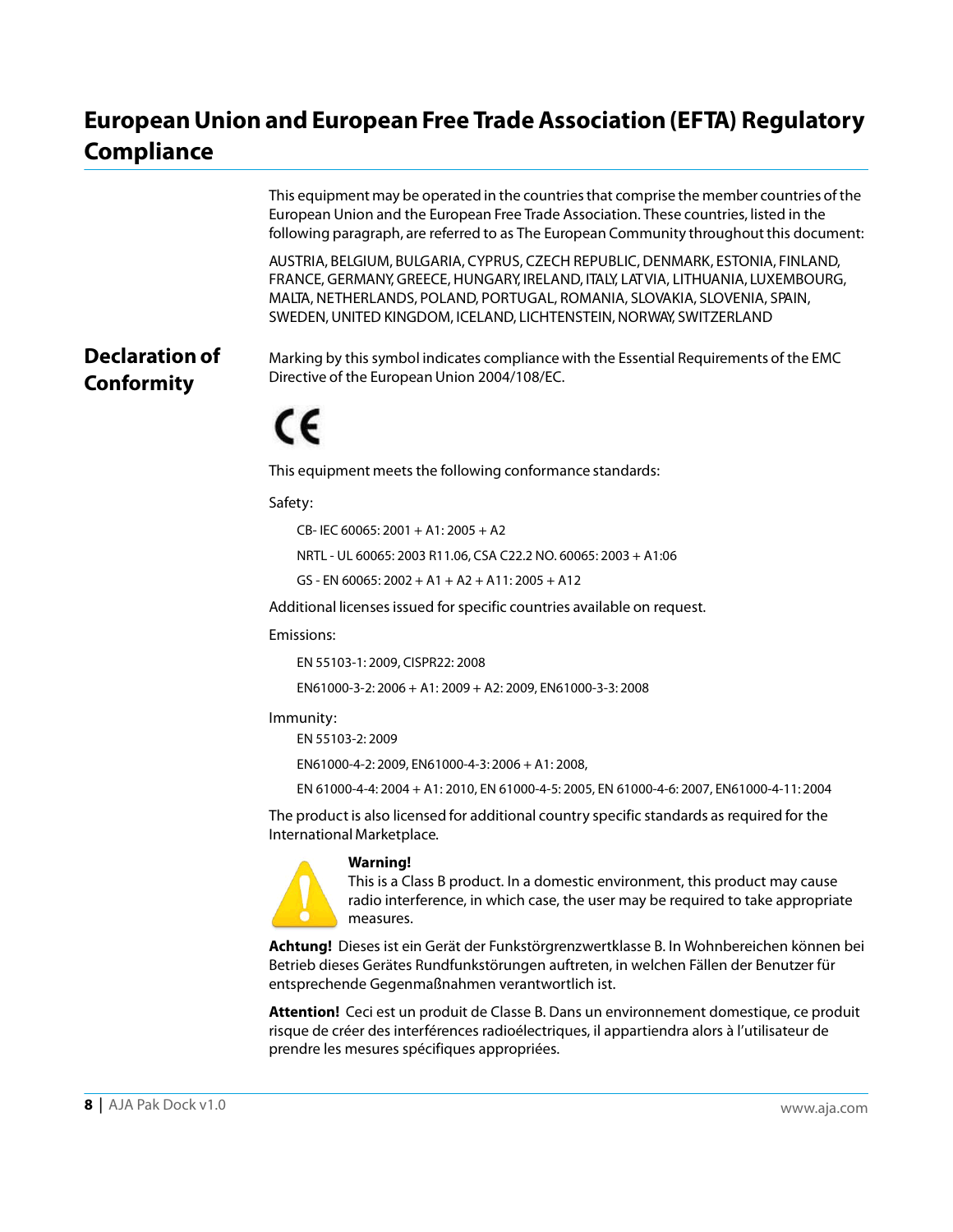# European Union and European Free Trade Association (EFTA) Regulatory Compliance

This equipment may be operated in the countries that comprise the member countries of the European Union and the European Free Trade Association. These countries, listed in the following paragraph, are referred to as The European Community throughout this document:

AUSTRIA, BELGIUM, BULGARIA, CYPRUS, CZECH REPUBLIC, DENMARK, ESTONIA, FINLAND, FRANCE, GERMANY, GREECE, HUNGARY, IRELAND, ITALY, LATVIA, LITHUANIA, LUXEMBOURG, MALTA, NETHERLANDS, POLAND, PORTUGAL, ROMANIA, SLOVAKIA, SLOVENIA, SPAIN, SWEDEN, UNITED KINGDOM, ICELAND, LICHTENSTEIN, NORWAY, SWITZERLAND

## Declaration of Conformity

Marking by this symbol indicates compliance with the Essential Requirements of the EMC Directive of the European Union 2004/108/EC.

CE

This equipment meets the following conformance standards:

Safety:

CB- IEC 60065: 2001 + A1: 2005 + A2

NRTL - UL 60065: 2003 R11.06, CSA C22.2 NO. 60065: 2003 + A1:06

GS - EN 60065: 2002 + A1 + A2 + A11: 2005 + A12

Additional licenses issued for specific countries available on request.

Emissions:

EN 55103-1: 2009, CISPR22: 2008

EN61000-3-2: 2006 + A1: 2009 + A2: 2009, EN61000-3-3: 2008

Immunity:

EN 55103-2: 2009

EN61000-4-2: 2009, EN61000-4-3: 2006 + A1: 2008,

EN 61000-4-4: 2004 + A1: 2010, EN 61000-4-5: 2005, EN 61000-4-6: 2007, EN61000-4-11: 2004

The product is also licensed for additional country specific standards as required for the International Marketplace.

**Warning!**
This is a Class B product. In a domestic environment, this product may cause radio interference, in which case, the user may be required to take appropriate measures.

**Achtung!** Dieses ist ein Gerät der Funkstörgrenzwertklasse B. In Wohnbereichen können bei Betrieb dieses Gerätes Rundfunkstörungen auftreten, in welchen Fällen der Benutzer für entsprechende Gegenmaßnahmen verantwortlich ist.

**Attention!** Ceci est un produit de Classe B. Dans un environnement domestique, ce produit risque de créer des interférences radioélectriques, il appartiendra alors à l'utilisateur de prendre les mesures spécifiques appropriées.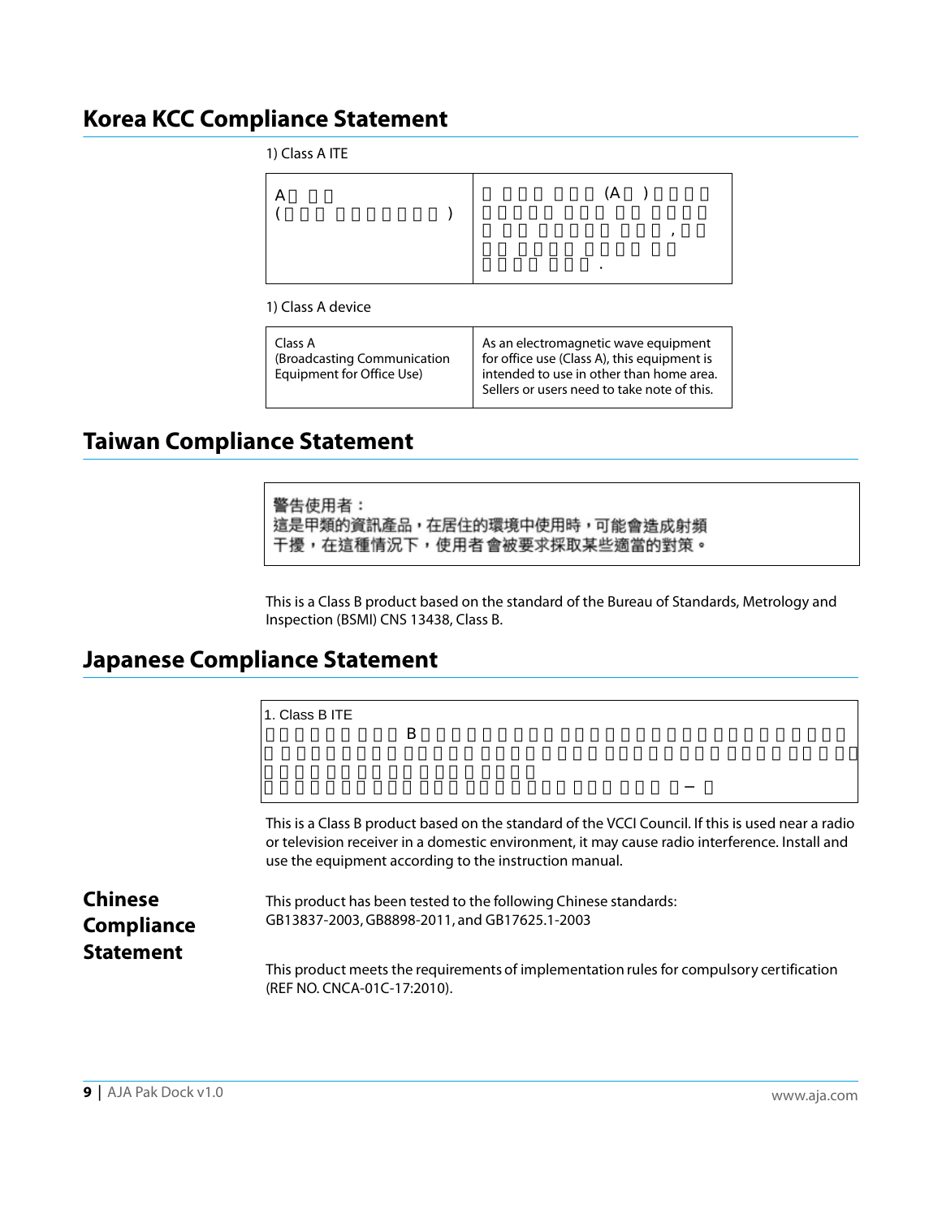## Korea KCC Compliance Statement

1) Class A ITE

| | |
|---|---|
| A□ □□<br>(□□□ □□□□□□□ ) | □ □□□ □□□ (A□ ) □□□□<br>□□□□ □□□ □□ □□□□<br>□ □□ □□□□□ □□□ , □□<br>□□ □□□□ □□□□ □□<br>□□□□ □□□ . |

1) Class A device

| | |
|---|---|
| Class A<br>(Broadcasting Communication Equipment for Office Use) | As an electromagnetic wave equipment for office use (Class A), this equipment is intended to use in other than home area. Sellers or users need to take note of this. |

## Taiwan Compliance Statement

> 警告使用者：
> 這是甲類的資訊產品，在居住的環境中使用時，可能會造成射頻干擾，在這種情況下，使用者會被要求採取某些適當的對策。

This is a Class B product based on the standard of the Bureau of Standards, Metrology and Inspection (BSMI) CNS 13438, Class B.

## Japanese Compliance Statement

> 1. Class B ITE
> □□□□□□□□ B □□□□□□□□□□□□□□□□□□□□□□□□□□□□□□
> □□□□□□□□□□□□□□□□□□□□□□□□□□□□□□□□□□□□□□□□
> □□□□□□□□□□□□□□□□
> □□□□□□□□□□□□□□□□□□□□□□□□□□□□□□□□□ − □

This is a Class B product based on the standard of the VCCI Council. If this is used near a radio or television receiver in a domestic environment, it may cause radio interference. Install and use the equipment according to the instruction manual.

## Chinese Compliance Statement

This product has been tested to the following Chinese standards:
GB13837-2003, GB8898-2011, and GB17625.1-2003

This product meets the requirements of implementation rules for compulsory certification (REF NO. CNCA-01C-17:2010).